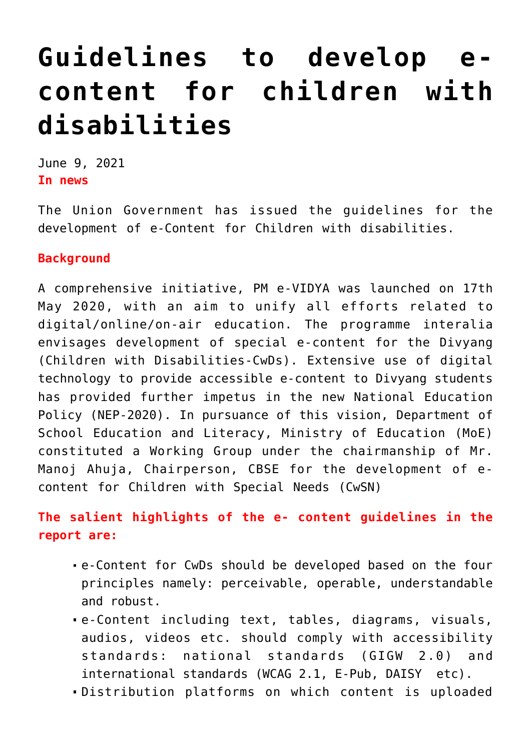# Guidelines to develop e-content for children with disabilities

June 9, 2021

**In news**

The Union Government has issued the guidelines for the development of e-Content for Children with disabilities.

**Background**

A comprehensive initiative, PM e-VIDYA was launched on 17th May 2020, with an aim to unify all efforts related to digital/online/on-air education. The programme interalia envisages development of special e-content for the Divyang (Children with Disabilities-CwDs). Extensive use of digital technology to provide accessible e-content to Divyang students has provided further impetus in the new National Education Policy (NEP-2020). In pursuance of this vision, Department of School Education and Literacy, Ministry of Education (MoE) constituted a Working Group under the chairmanship of Mr. Manoj Ahuja, Chairperson, CBSE for the development of e-content for Children with Special Needs (CwSN)

**The salient highlights of the e- content guidelines in the report are:**

- e-Content for CwDs should be developed based on the four principles namely: perceivable, operable, understandable and robust.
- e-Content including text, tables, diagrams, visuals, audios, videos etc. should comply with accessibility standards: national standards (GIGW 2.0) and international standards (WCAG 2.1, E-Pub, DAISY etc).
- Distribution platforms on which content is uploaded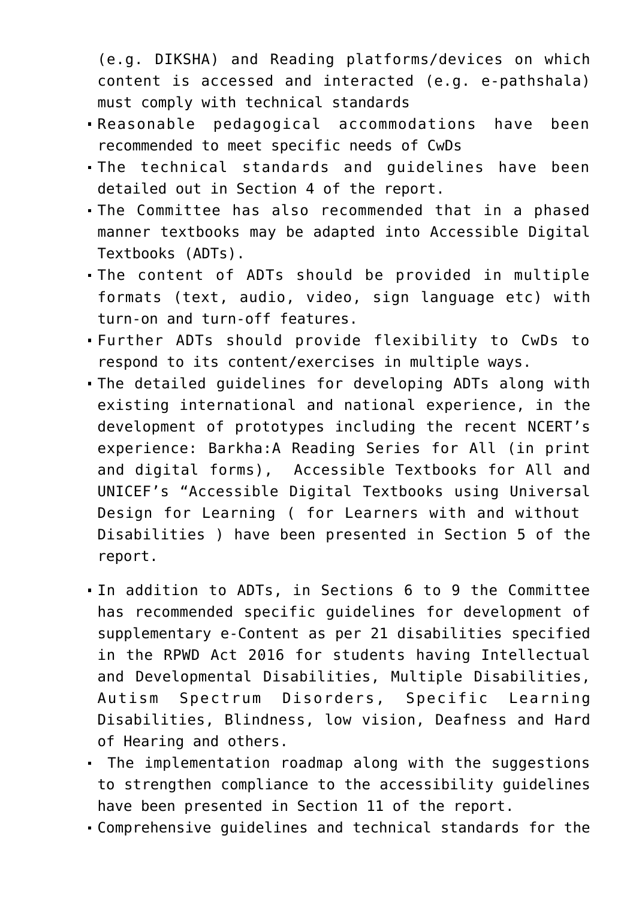(e.g. DIKSHA) and Reading platforms/devices on which content is accessed and interacted (e.g. e-pathshala) must comply with technical standards

- Reasonable pedagogical accommodations have been recommended to meet specific needs of CwDs
- The technical standards and guidelines have been detailed out in Section 4 of the report.
- The Committee has also recommended that in a phased manner textbooks may be adapted into Accessible Digital Textbooks (ADTs).
- The content of ADTs should be provided in multiple formats (text, audio, video, sign language etc) with turn-on and turn-off features.
- Further ADTs should provide flexibility to CwDs to respond to its content/exercises in multiple ways.
- The detailed guidelines for developing ADTs along with existing international and national experience, in the development of prototypes including the recent NCERT's experience: Barkha:A Reading Series for All (in print and digital forms), Accessible Textbooks for All and UNICEF's "Accessible Digital Textbooks using Universal Design for Learning ( for Learners with and without Disabilities ) have been presented in Section 5 of the report.

- In addition to ADTs, in Sections 6 to 9 the Committee has recommended specific guidelines for development of supplementary e-Content as per 21 disabilities specified in the RPWD Act 2016 for students having Intellectual and Developmental Disabilities, Multiple Disabilities, Autism Spectrum Disorders, Specific Learning Disabilities, Blindness, low vision, Deafness and Hard of Hearing and others.
- The implementation roadmap along with the suggestions to strengthen compliance to the accessibility guidelines have been presented in Section 11 of the report.
- Comprehensive guidelines and technical standards for the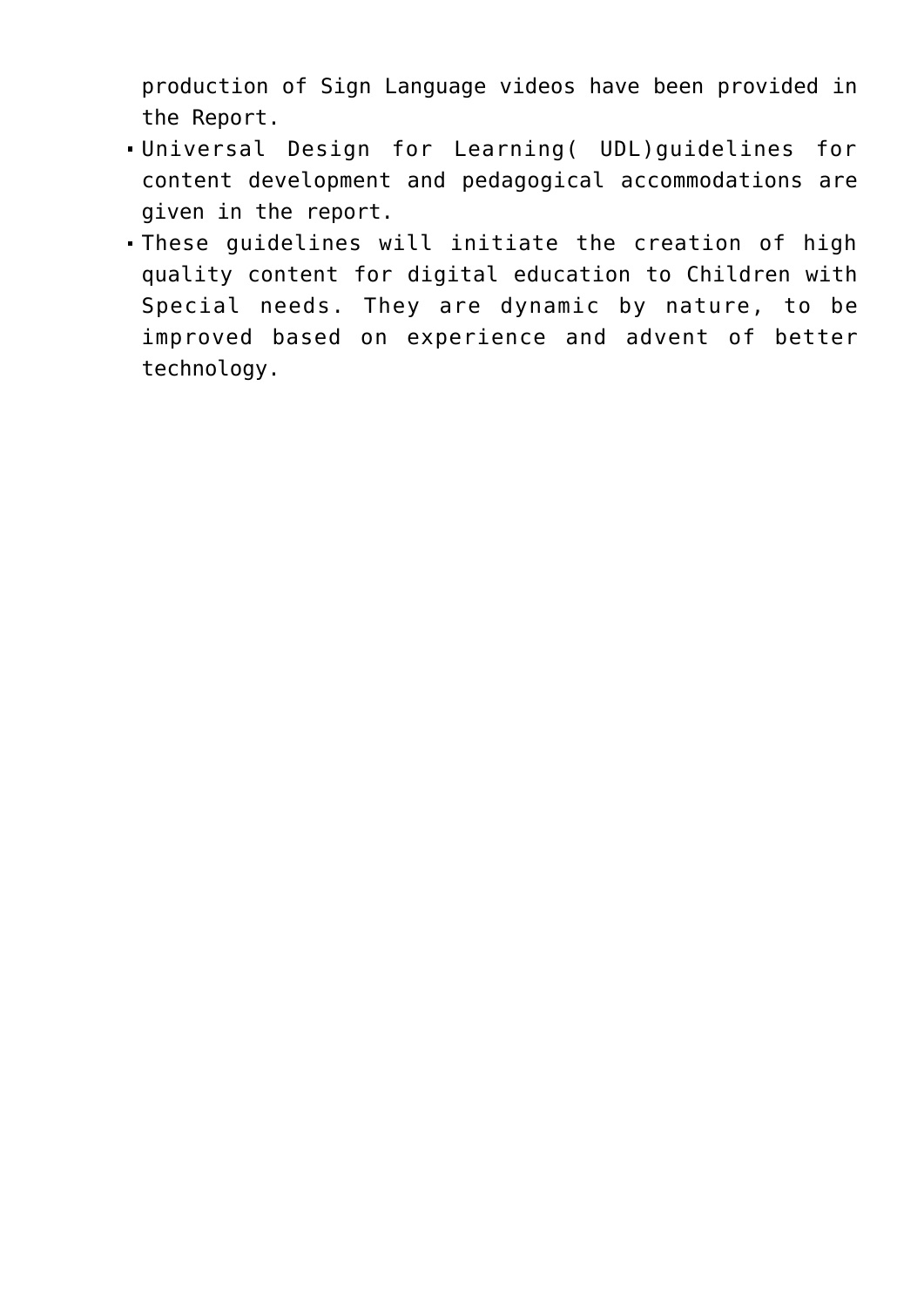production of Sign Language videos have been provided in the Report.

- Universal Design for Learning( UDL)guidelines for content development and pedagogical accommodations are given in the report.
- These guidelines will initiate the creation of high quality content for digital education to Children with Special needs. They are dynamic by nature, to be improved based on experience and advent of better technology.